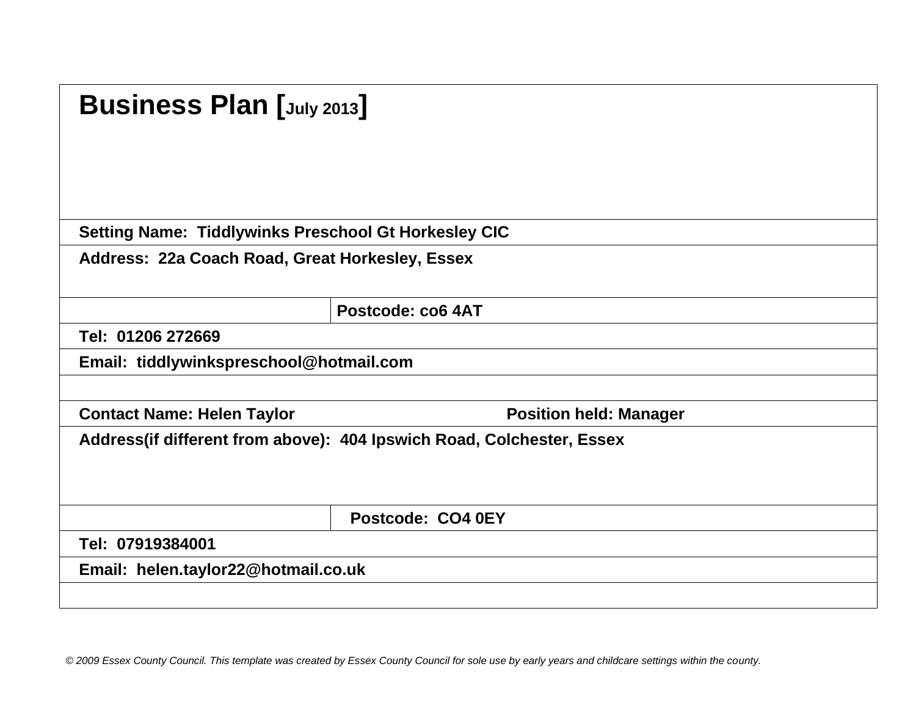# Business Plan [July 2013]

**Setting Name: Tiddlywinks Preschool Gt Horkesley CIC**

**Address: 22a Coach Road, Great Horkesley, Essex**

**Postcode: co6 4AT**

**Tel: 01206 272669**

**Email: tiddlywinkspreschool@hotmail.com**

**Contact Name: Helen Taylor** **Position held: Manager**

**Address(if different from above): 404 Ipswich Road, Colchester, Essex**

**Postcode: CO4 0EY**

**Tel: 07919384001**

**Email: helen.taylor22@hotmail.co.uk**

*© 2009 Essex County Council. This template was created by Essex County Council for sole use by early years and childcare settings within the county.*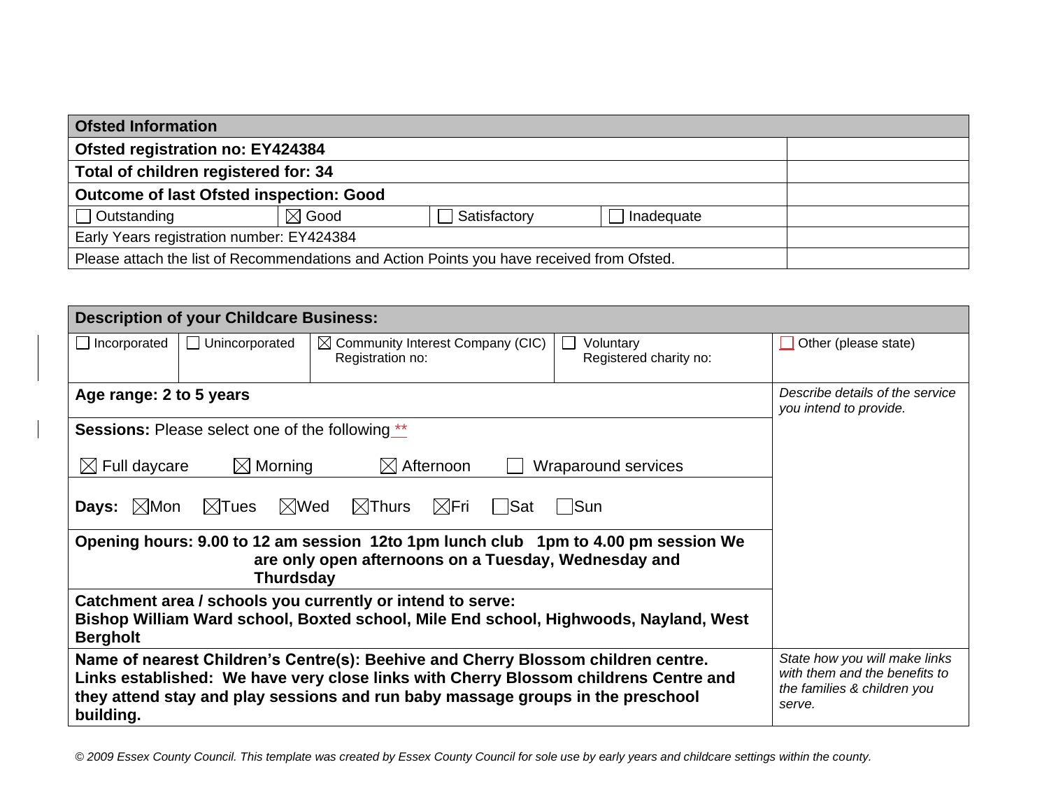| Ofsted Information | | | | |
|---|---|---|---|---|
| **Ofsted registration no: EY424384** | | | | |
| **Total of children registered for: 34** | | | | |
| **Outcome of last Ofsted inspection: Good** | | | | |
| ☐ Outstanding | ☒ Good | ☐ Satisfactory | ☐ Inadequate | |
| Early Years registration number: EY424384 | | | | |
| Please attach the list of Recommendations and Action Points you have received from Ofsted. | | | | |

| Description of your Childcare Business: | | | | |
|---|---|---|---|---|
| ☐ Incorporated | ☐ Unincorporated | ☒ Community Interest Company (CIC) Registration no: | ☐ Voluntary Registered charity no: | ☐ Other (please state) |
| **Age range: 2 to 5 years** | | | | *Describe details of the service you intend to provide.* |
| **Sessions:** Please select one of the following ** <br><br> ☒ Full daycare ☒ Morning ☒ Afternoon ☐ Wraparound services | | | | |
| **Days:** ☒Mon ☒Tues ☒Wed ☒Thurs ☒Fri ☐Sat ☐Sun | | | | |
| **Opening hours: 9.00 to 12 am session 12to 1pm lunch club 1pm to 4.00 pm session We are only open afternoons on a Tuesday, Wednesday and Thurdsday** | | | | |
| **Catchment area / schools you currently or intend to serve:** **Bishop William Ward school, Boxted school, Mile End school, Highwoods, Nayland, West Bergholt** | | | | |
| **Name of nearest Children's Centre(s): Beehive and Cherry Blossom children centre.** **Links established: We have very close links with Cherry Blossom childrens Centre and they attend stay and play sessions and run baby massage groups in the preschool building.** | | | | *State how you will make links with them and the benefits to the families & children you serve.* |

*© 2009 Essex County Council. This template was created by Essex County Council for sole use by early years and childcare settings within the county.*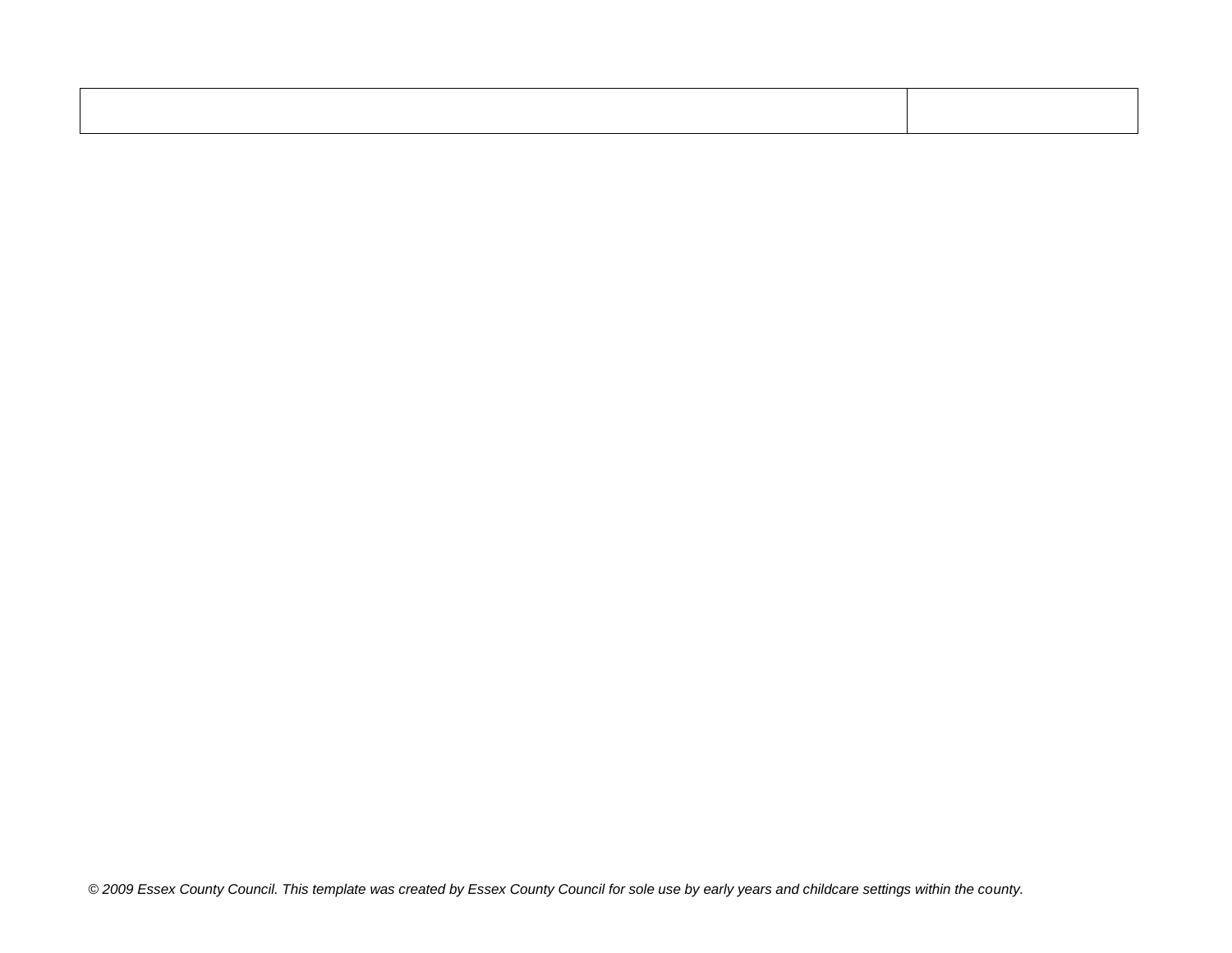| | |
|---|---|
| | |

*© 2009 Essex County Council. This template was created by Essex County Council for sole use by early years and childcare settings within the county.*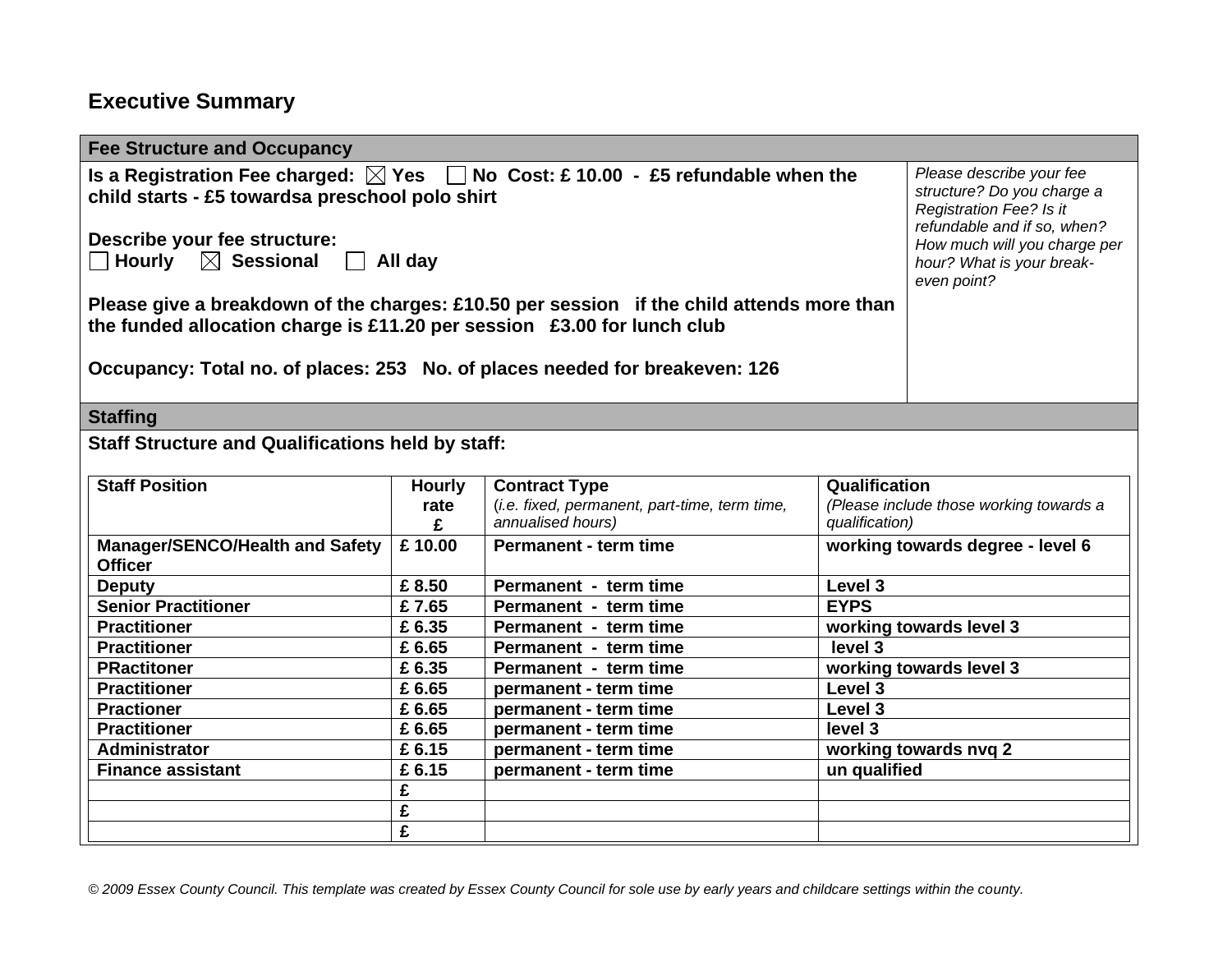## Executive Summary

| Fee Structure and Occupancy | |
|---|---|
| **Is a Registration Fee charged: ☒ Yes ☐ No Cost: £ 10.00 - £5 refundable when the child starts - £5 towardsa preschool polo shirt**<br><br>**Describe your fee structure:**<br>**☐ Hourly ☒ Sessional ☐ All day**<br><br>**Please give a breakdown of the charges: £10.50 per session if the child attends more than the funded allocation charge is £11.20 per session £3.00 for lunch club**<br><br>**Occupancy: Total no. of places: 253 No. of places needed for breakeven: 126** | *Please describe your fee structure? Do you charge a Registration Fee? Is it refundable and if so, when? How much will you charge per hour? What is your break-even point?* |

### Staffing

**Staff Structure and Qualifications held by staff:**

| Staff Position | Hourly rate £ | Contract Type (*i.e. fixed, permanent, part-time, term time, annualised hours*) | Qualification (*Please include those working towards a qualification*) |
|---|---|---|---|
| **Manager/SENCO/Health and Safety Officer** | **£ 10.00** | **Permanent - term time** | **working towards degree - level 6** |
| **Deputy** | **£ 8.50** | **Permanent - term time** | **Level 3** |
| **Senior Practitioner** | **£ 7.65** | **Permanent - term time** | **EYPS** |
| **Practitioner** | **£ 6.35** | **Permanent - term time** | **working towards level 3** |
| **Practitioner** | **£ 6.65** | **Permanent - term time** | **level 3** |
| **PRactitoner** | **£ 6.35** | **Permanent - term time** | **working towards level 3** |
| **Practitioner** | **£ 6.65** | **permanent - term time** | **Level 3** |
| **Practioner** | **£ 6.65** | **permanent - term time** | **Level 3** |
| **Practitioner** | **£ 6.65** | **permanent - term time** | **level 3** |
| **Administrator** | **£ 6.15** | **permanent - term time** | **working towards nvq 2** |
| **Finance assistant** | **£ 6.15** | **permanent - term time** | **un qualified** |
| | **£** | | |
| | **£** | | |
| | **£** | | |

*© 2009 Essex County Council. This template was created by Essex County Council for sole use by early years and childcare settings within the county.*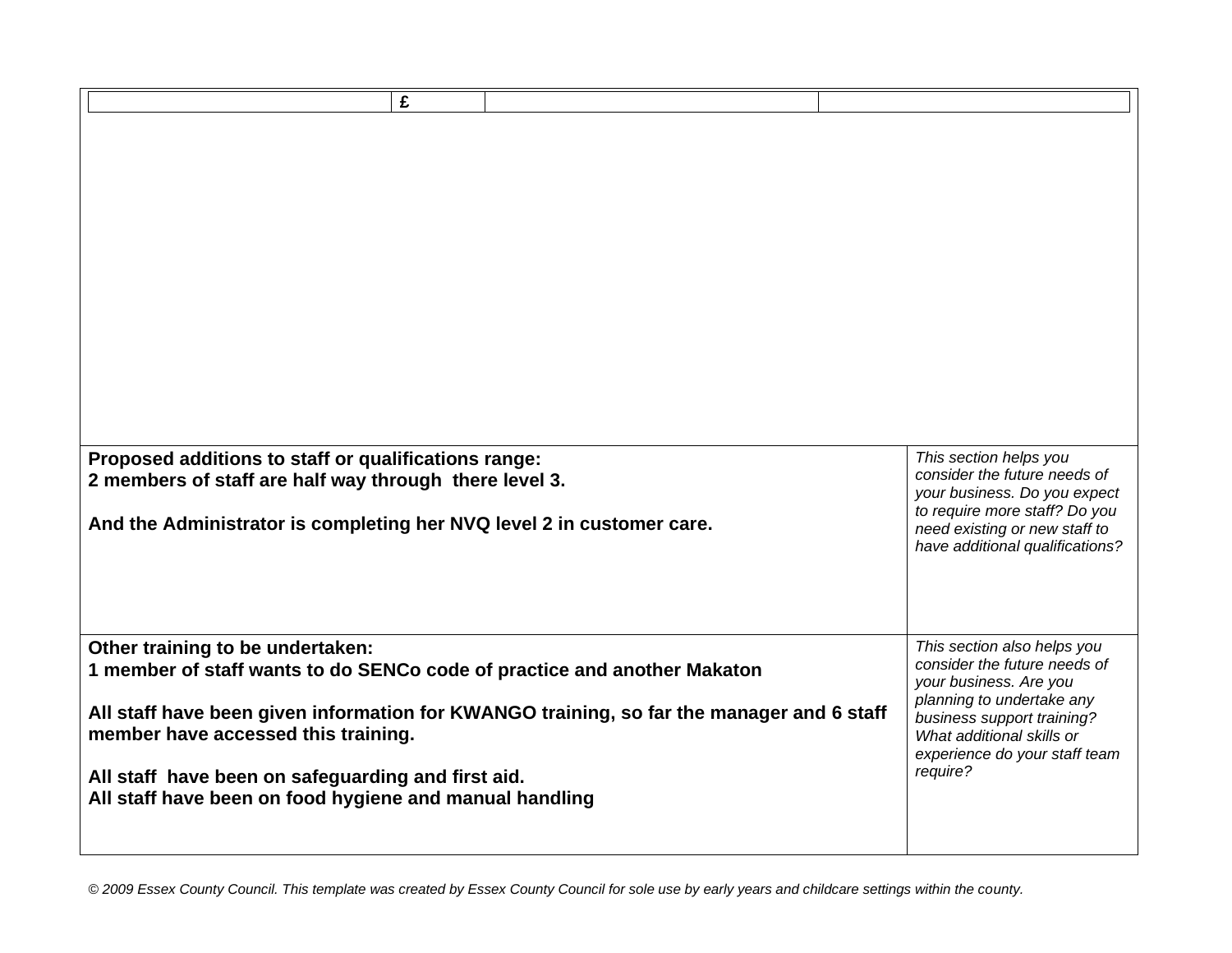|  | £ |  |  |
|---|---|---|---|

| | |
|---|---|
| **Proposed additions to staff or qualifications range:**<br>**2 members of staff are half way through there level 3.**<br><br>**And the Administrator is completing her NVQ level 2 in customer care.** | *This section helps you consider the future needs of your business. Do you expect to require more staff? Do you need existing or new staff to have additional qualifications?* |
| **Other training to be undertaken:**<br>**1 member of staff wants to do SENCo code of practice and another Makaton**<br><br>**All staff have been given information for KWANGO training, so far the manager and 6 staff member have accessed this training.**<br><br>**All staff have been on safeguarding and first aid.**<br>**All staff have been on food hygiene and manual handling** | *This section also helps you consider the future needs of your business. Are you planning to undertake any business support training? What additional skills or experience do your staff team require?* |

*© 2009 Essex County Council. This template was created by Essex County Council for sole use by early years and childcare settings within the county.*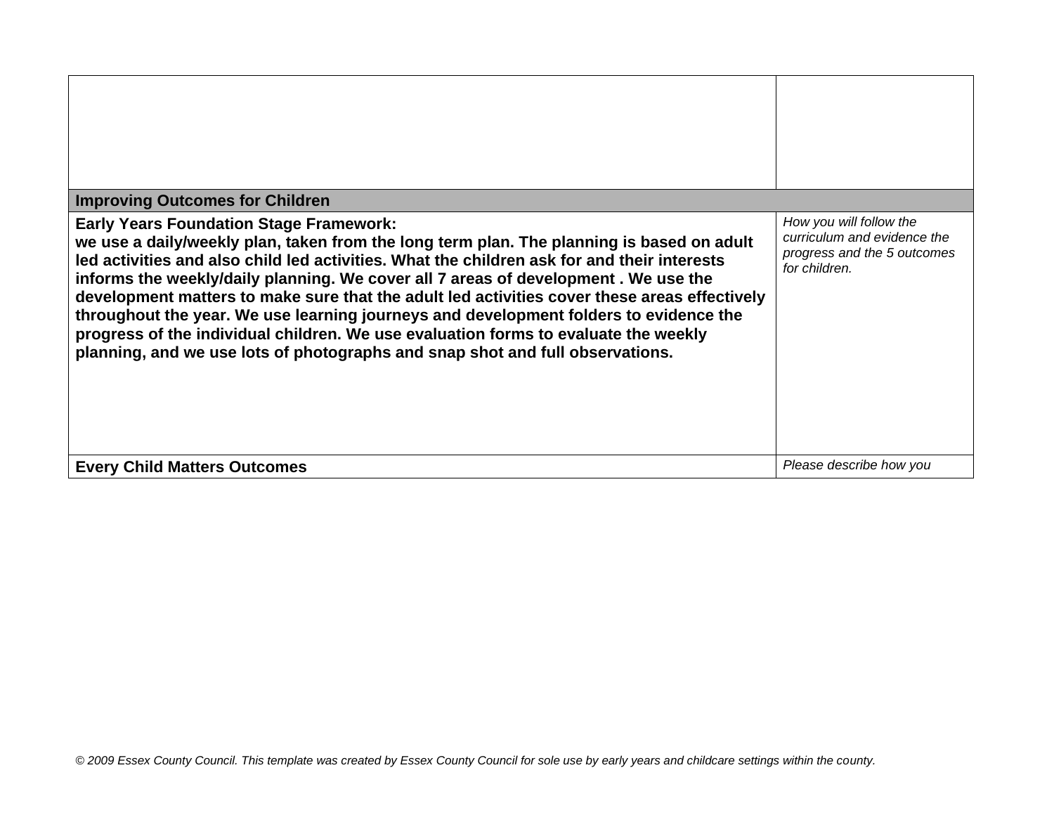| | |
|---|---|
| | |
| **Improving Outcomes for Children** | |
| **Early Years Foundation Stage Framework:** **we use a daily/weekly plan, taken from the long term plan. The planning is based on adult led activities and also child led activities. What the children ask for and their interests informs the weekly/daily planning. We cover all 7 areas of development . We use the development matters to make sure that the adult led activities cover these areas effectively throughout the year. We use learning journeys and development folders to evidence the progress of the individual children. We use evaluation forms to evaluate the weekly planning, and we use lots of photographs and snap shot and full observations.** | *How you will follow the curriculum and evidence the progress and the 5 outcomes for children.* |
| **Every Child Matters Outcomes** | *Please describe how you* |

*© 2009 Essex County Council. This template was created by Essex County Council for sole use by early years and childcare settings within the county.*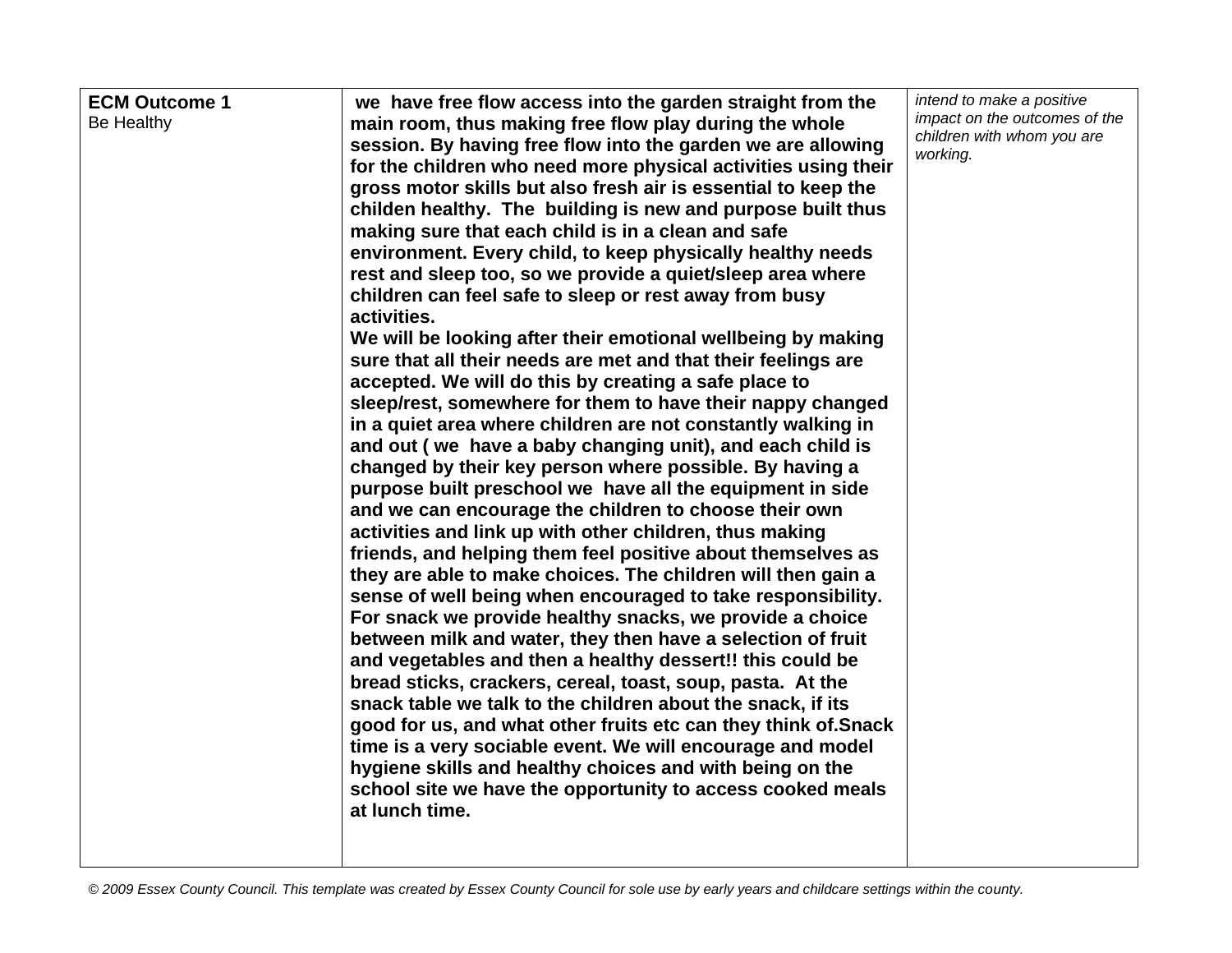| **ECM Outcome 1**<br>Be Healthy | **we have free flow access into the garden straight from the main room, thus making free flow play during the whole session. By having free flow into the garden we are allowing for the children who need more physical activities using their gross motor skills but also fresh air is essential to keep the childen healthy. The building is new and purpose built thus making sure that each child is in a clean and safe environment. Every child, to keep physically healthy needs rest and sleep too, so we provide a quiet/sleep area where children can feel safe to sleep or rest away from busy activities.**<br>**We will be looking after their emotional wellbeing by making sure that all their needs are met and that their feelings are accepted. We will do this by creating a safe place to sleep/rest, somewhere for them to have their nappy changed in a quiet area where children are not constantly walking in and out ( we have a baby changing unit), and each child is changed by their key person where possible. By having a purpose built preschool we have all the equipment in side and we can encourage the children to choose their own activities and link up with other children, thus making friends, and helping them feel positive about themselves as they are able to make choices. The children will then gain a sense of well being when encouraged to take responsibility. For snack we provide healthy snacks, we provide a choice between milk and water, they then have a selection of fruit and vegetables and then a healthy dessert!! this could be bread sticks, crackers, cereal, toast, soup, pasta. At the snack table we talk to the children about the snack, if its good for us, and what other fruits etc can they think of.Snack time is a very sociable event. We will encourage and model hygiene skills and healthy choices and with being on the school site we have the opportunity to access cooked meals at lunch time.** | *intend to make a positive impact on the outcomes of the children with whom you are working.* |
|---|---|---|

*© 2009 Essex County Council. This template was created by Essex County Council for sole use by early years and childcare settings within the county.*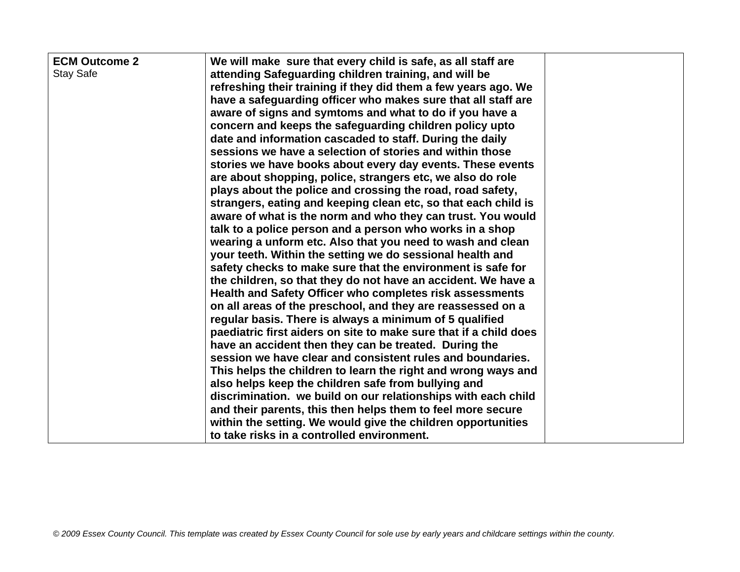| **ECM Outcome 2**<br>Stay Safe | **We will make sure that every child is safe, as all staff are attending Safeguarding children training, and will be refreshing their training if they did them a few years ago. We have a safeguarding officer who makes sure that all staff are aware of signs and symtoms and what to do if you have a concern and keeps the safeguarding children policy upto date and information cascaded to staff. During the daily sessions we have a selection of stories and within those stories we have books about every day events. These events are about shopping, police, strangers etc, we also do role plays about the police and crossing the road, road safety, strangers, eating and keeping clean etc, so that each child is aware of what is the norm and who they can trust. You would talk to a police person and a person who works in a shop wearing a unform etc. Also that you need to wash and clean your teeth. Within the setting we do sessional health and safety checks to make sure that the environment is safe for the children, so that they do not have an accident. We have a Health and Safety Officer who completes risk assessments on all areas of the preschool, and they are reassessed on a regular basis. There is always a minimum of 5 qualified paediatric first aiders on site to make sure that if a child does have an accident then they can be treated. During the session we have clear and consistent rules and boundaries. This helps the children to learn the right and wrong ways and also helps keep the children safe from bullying and discrimination. we build on our relationships with each child and their parents, this then helps them to feel more secure within the setting. We would give the children opportunities to take risks in a controlled environment.** | |
|---|---|---|

*© 2009 Essex County Council. This template was created by Essex County Council for sole use by early years and childcare settings within the county.*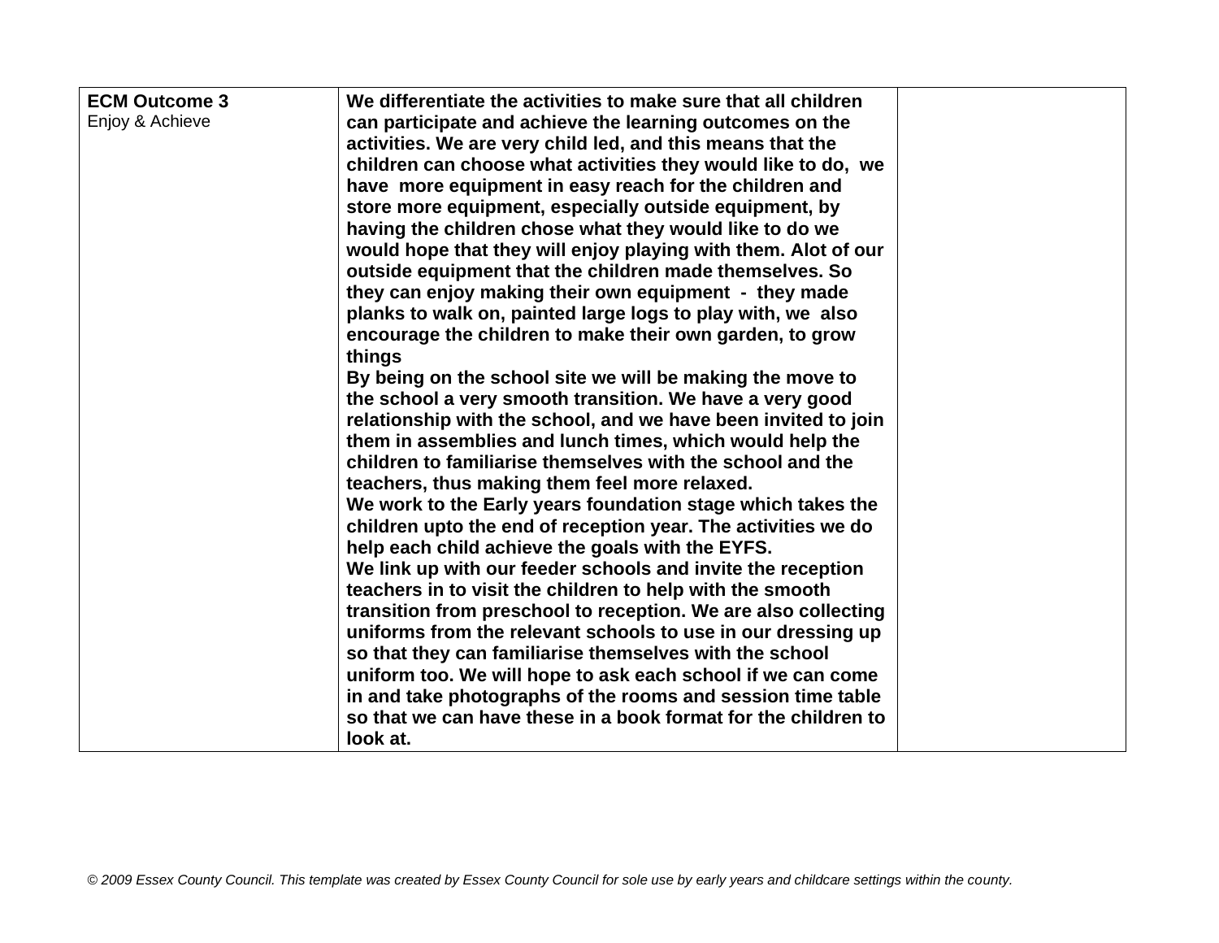| **ECM Outcome 3**<br>Enjoy & Achieve | **We differentiate the activities to make sure that all children can participate and achieve the learning outcomes on the activities. We are very child led, and this means that the children can choose what activities they would like to do, we have more equipment in easy reach for the children and store more equipment, especially outside equipment, by having the children chose what they would like to do we would hope that they will enjoy playing with them. Alot of our outside equipment that the children made themselves. So they can enjoy making their own equipment - they made planks to walk on, painted large logs to play with, we also encourage the children to make their own garden, to grow things**<br>**By being on the school site we will be making the move to the school a very smooth transition. We have a very good relationship with the school, and we have been invited to join them in assemblies and lunch times, which would help the children to familiarise themselves with the school and the teachers, thus making them feel more relaxed.**<br>**We work to the Early years foundation stage which takes the children upto the end of reception year. The activities we do help each child achieve the goals with the EYFS.**<br>**We link up with our feeder schools and invite the reception teachers in to visit the children to help with the smooth transition from preschool to reception. We are also collecting uniforms from the relevant schools to use in our dressing up so that they can familiarise themselves with the school uniform too. We will hope to ask each school if we can come in and take photographs of the rooms and session time table so that we can have these in a book format for the children to look at.** | |
|---|---|---|

*© 2009 Essex County Council. This template was created by Essex County Council for sole use by early years and childcare settings within the county.*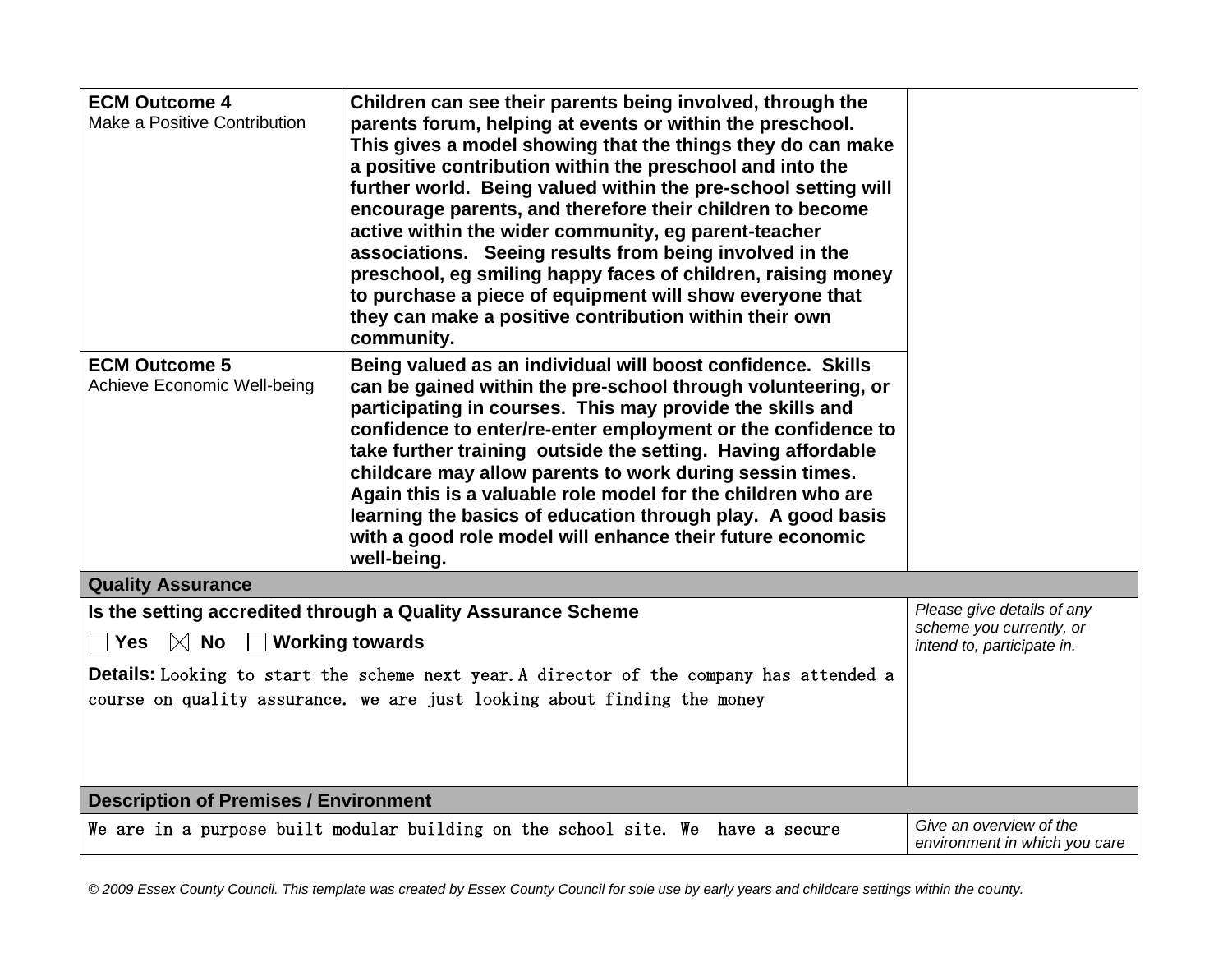| | | |
|---|---|---|
| **ECM Outcome 4**<br>Make a Positive Contribution | **Children can see their parents being involved, through the parents forum, helping at events or within the preschool. This gives a model showing that the things they do can make a positive contribution within the preschool and into the further world. Being valued within the pre-school setting will encourage parents, and therefore their children to become active within the wider community, eg parent-teacher associations. Seeing results from being involved in the preschool, eg smiling happy faces of children, raising money to purchase a piece of equipment will show everyone that they can make a positive contribution within their own community.** | |
| **ECM Outcome 5**<br>Achieve Economic Well-being | **Being valued as an individual will boost confidence. Skills can be gained within the pre-school through volunteering, or participating in courses. This may provide the skills and confidence to enter/re-enter employment or the confidence to take further training outside the setting. Having affordable childcare may allow parents to work during sessin times. Again this is a valuable role model for the children who are learning the basics of education through play. A good basis with a good role model will enhance their future economic well-being.** | |
| **Quality Assurance** | | |
| **Is the setting accredited through a Quality Assurance Scheme**<br>☐ **Yes** ☒ **No** ☐ **Working towards**<br>**Details:** Looking to start the scheme next year.A director of the company has attended a course on quality assurance. we are just looking about finding the money | | *Please give details of any scheme you currently, or intend to, participate in.* |
| **Description of Premises / Environment** | | |
| We are in a purpose built modular building on the school site. We have a secure | | *Give an overview of the environment in which you care* |

*© 2009 Essex County Council. This template was created by Essex County Council for sole use by early years and childcare settings within the county.*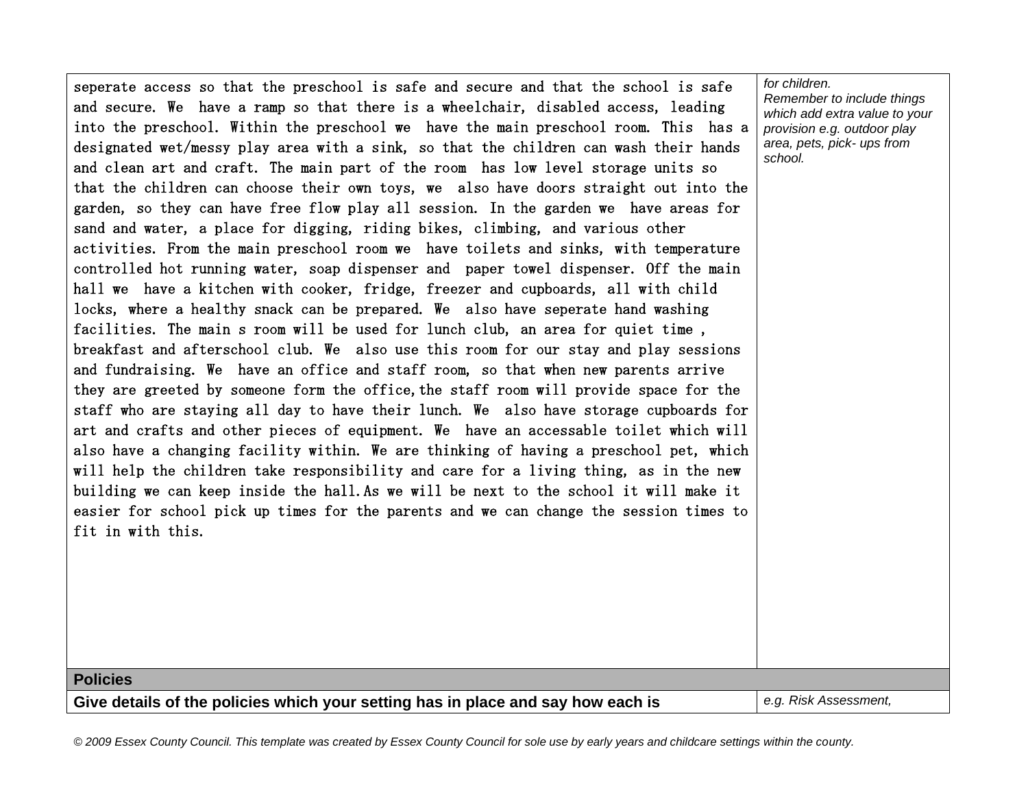| | |
|---|---|
| seperate access so that the preschool is safe and secure and that the school is safe and secure. We have a ramp so that there is a wheelchair, disabled access, leading into the preschool. Within the preschool we have the main preschool room. This has a designated wet/messy play area with a sink, so that the children can wash their hands and clean art and craft. The main part of the room has low level storage units so that the children can choose their own toys, we also have doors straight out into the garden, so they can have free flow play all session. In the garden we have areas for sand and water, a place for digging, riding bikes, climbing, and various other activities. From the main preschool room we have toilets and sinks, with temperature controlled hot running water, soap dispenser and paper towel dispenser. Off the main hall we have a kitchen with cooker, fridge, freezer and cupboards, all with child locks, where a healthy snack can be prepared. We also have seperate hand washing facilities. The main s room will be used for lunch club, an area for quiet time , breakfast and afterschool club. We also use this room for our stay and play sessions and fundraising. We have an office and staff room, so that when new parents arrive they are greeted by someone form the office,the staff room will provide space for the staff who are staying all day to have their lunch. We also have storage cupboards for art and crafts and other pieces of equipment. We have an accessable toilet which will also have a changing facility within. We are thinking of having a preschool pet, which will help the children take responsibility and care for a living thing, as in the new building we can keep inside the hall.As we will be next to the school it will make it easier for school pick up times for the parents and we can change the session times to fit in with this. | *for children.* *Remember to include things which add extra value to your provision e.g. outdoor play area, pets, pick- ups from school.* |
| **Policies** | |
| **Give details of the policies which your setting has in place and say how each is** | *e.g. Risk Assessment,* |

*© 2009 Essex County Council. This template was created by Essex County Council for sole use by early years and childcare settings within the county.*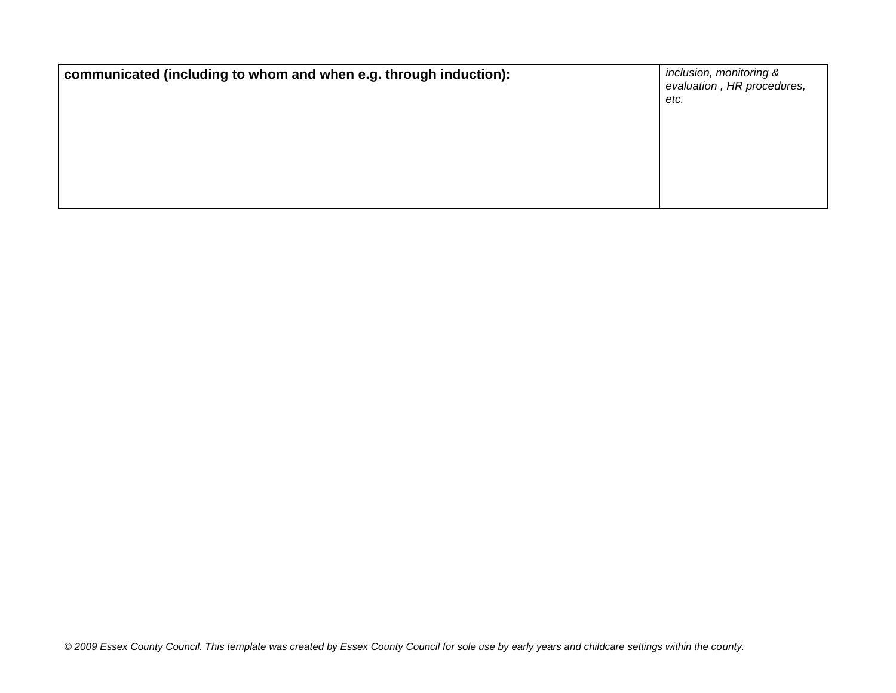| **communicated (including to whom and when e.g. through induction):** | *inclusion, monitoring & evaluation , HR procedures, etc.* |
|---|---|

*© 2009 Essex County Council. This template was created by Essex County Council for sole use by early years and childcare settings within the county.*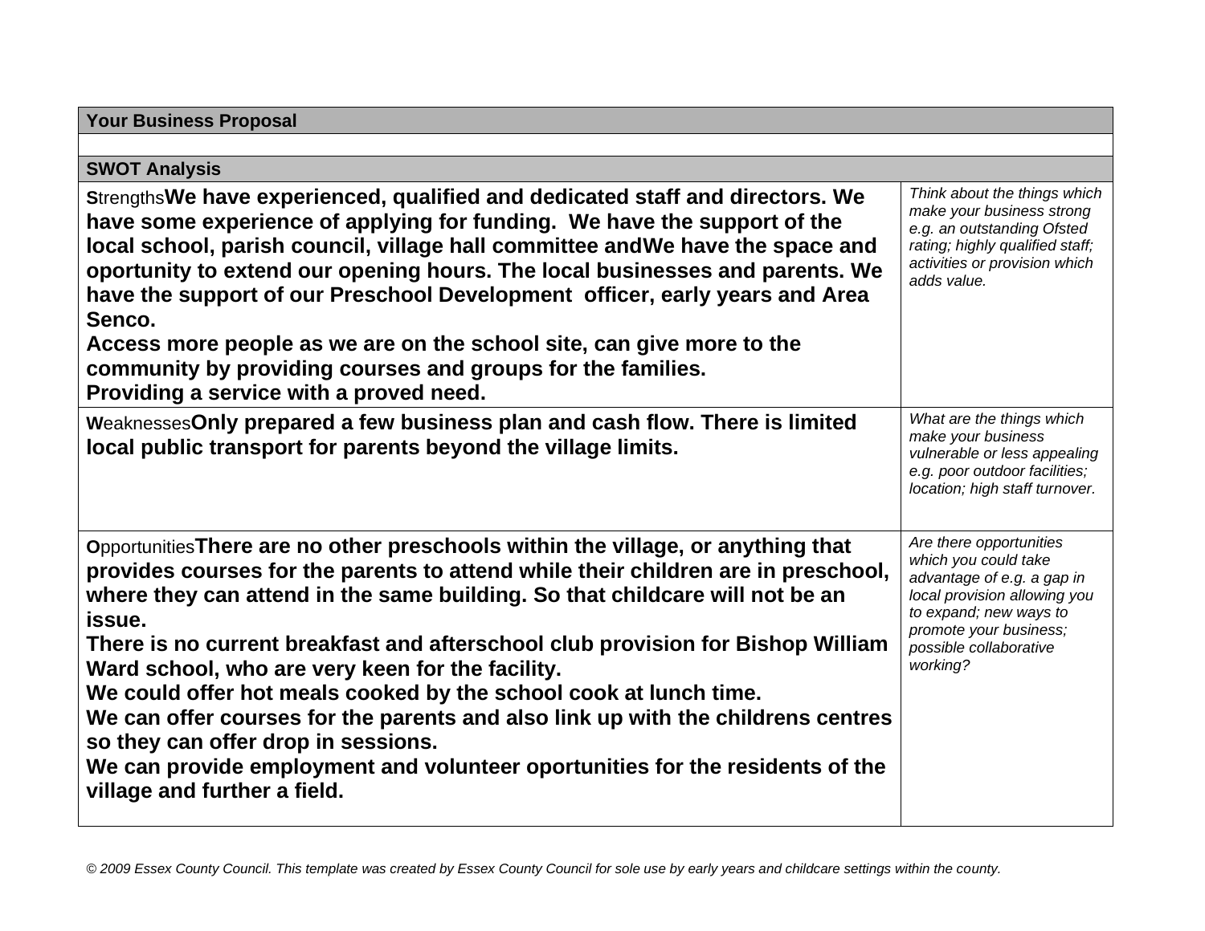| **Your Business Proposal** | |
|---|---|
| | |
| **SWOT Analysis** | |
| Strengths**We have experienced, qualified and dedicated staff and directors. We have some experience of applying for funding. We have the support of the local school, parish council, village hall committee andWe have the space and oportunity to extend our opening hours. The local businesses and parents. We have the support of our Preschool Development officer, early years and Area Senco.**<br>**Access more people as we are on the school site, can give more to the community by providing courses and groups for the families.**<br>**Providing a service with a proved need.** | *Think about the things which make your business strong e.g. an outstanding Ofsted rating; highly qualified staff; activities or provision which adds value.* |
| Weaknesses**Only prepared a few business plan and cash flow. There is limited local public transport for parents beyond the village limits.** | *What are the things which make your business vulnerable or less appealing e.g. poor outdoor facilities; location; high staff turnover.* |
| Opportunities**There are no other preschools within the village, or anything that provides courses for the parents to attend while their children are in preschool, where they can attend in the same building. So that childcare will not be an issue.**<br>**There is no current breakfast and afterschool club provision for Bishop William Ward school, who are very keen for the facility.**<br>**We could offer hot meals cooked by the school cook at lunch time.**<br>**We can offer courses for the parents and also link up with the childrens centres so they can offer drop in sessions.**<br>**We can provide employment and volunteer oportunities for the residents of the village and further a field.** | *Are there opportunities which you could take advantage of e.g. a gap in local provision allowing you to expand; new ways to promote your business; possible collaborative working?* |

*© 2009 Essex County Council. This template was created by Essex County Council for sole use by early years and childcare settings within the county.*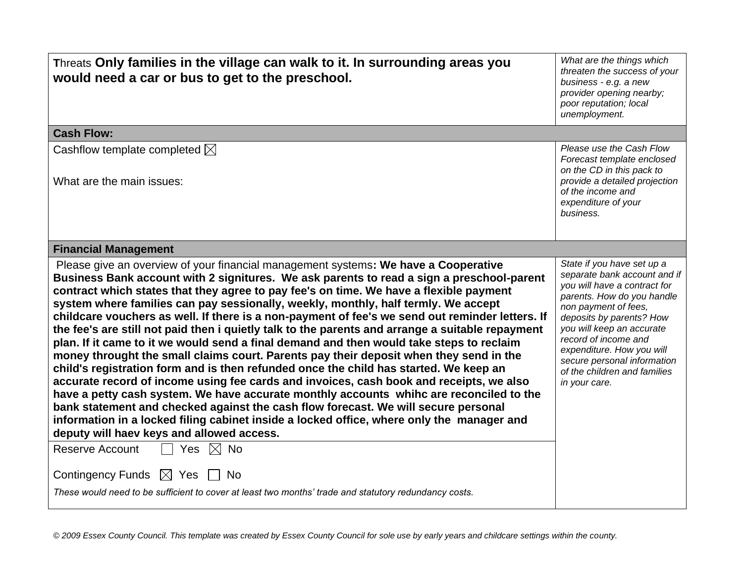| | |
|---|---|
| Threats **Only families in the village can walk to it. In surrounding areas you would need a car or bus to get to the preschool.** | *What are the things which threaten the success of your business - e.g. a new provider opening nearby; poor reputation; local unemployment.* |
| **Cash Flow:** | |
| Cashflow template completed ☒<br><br>What are the main issues: | *Please use the Cash Flow Forecast template enclosed on the CD in this pack to provide a detailed projection of the income and expenditure of your business.* |
| **Financial Management** | |
| Please give an overview of your financial management systems**: We have a Cooperative Business Bank account with 2 signitures. We ask parents to read a sign a preschool-parent contract which states that they agree to pay fee's on time. We have a flexible payment system where families can pay sessionally, weekly, monthly, half termly. We accept childcare vouchers as well. If there is a non-payment of fee's we send out reminder letters. If the fee's are still not paid then i quietly talk to the parents and arrange a suitable repayment plan. If it came to it we would send a final demand and then would take steps to reclaim money throught the small claims court. Parents pay their deposit when they send in the child's registration form and is then refunded once the child has started. We keep an accurate record of income using fee cards and invoices, cash book and receipts, we also have a petty cash system. We have accurate monthly accounts whihc are reconciled to the bank statement and checked against the cash flow forecast. We will secure personal information in a locked filing cabinet inside a locked office, where only the manager and deputy will haev keys and allowed access.** | *State if you have set up a separate bank account and if you will have a contract for parents. How do you handle non payment of fees, deposits by parents? How you will keep an accurate record of income and expenditure. How you will secure personal information of the children and families in your care.* |
| Reserve Account ☐ Yes ☒ No<br><br>Contingency Funds ☒ Yes ☐ No<br><br>*These would need to be sufficient to cover at least two months' trade and statutory redundancy costs.* | |

*© 2009 Essex County Council. This template was created by Essex County Council for sole use by early years and childcare settings within the county.*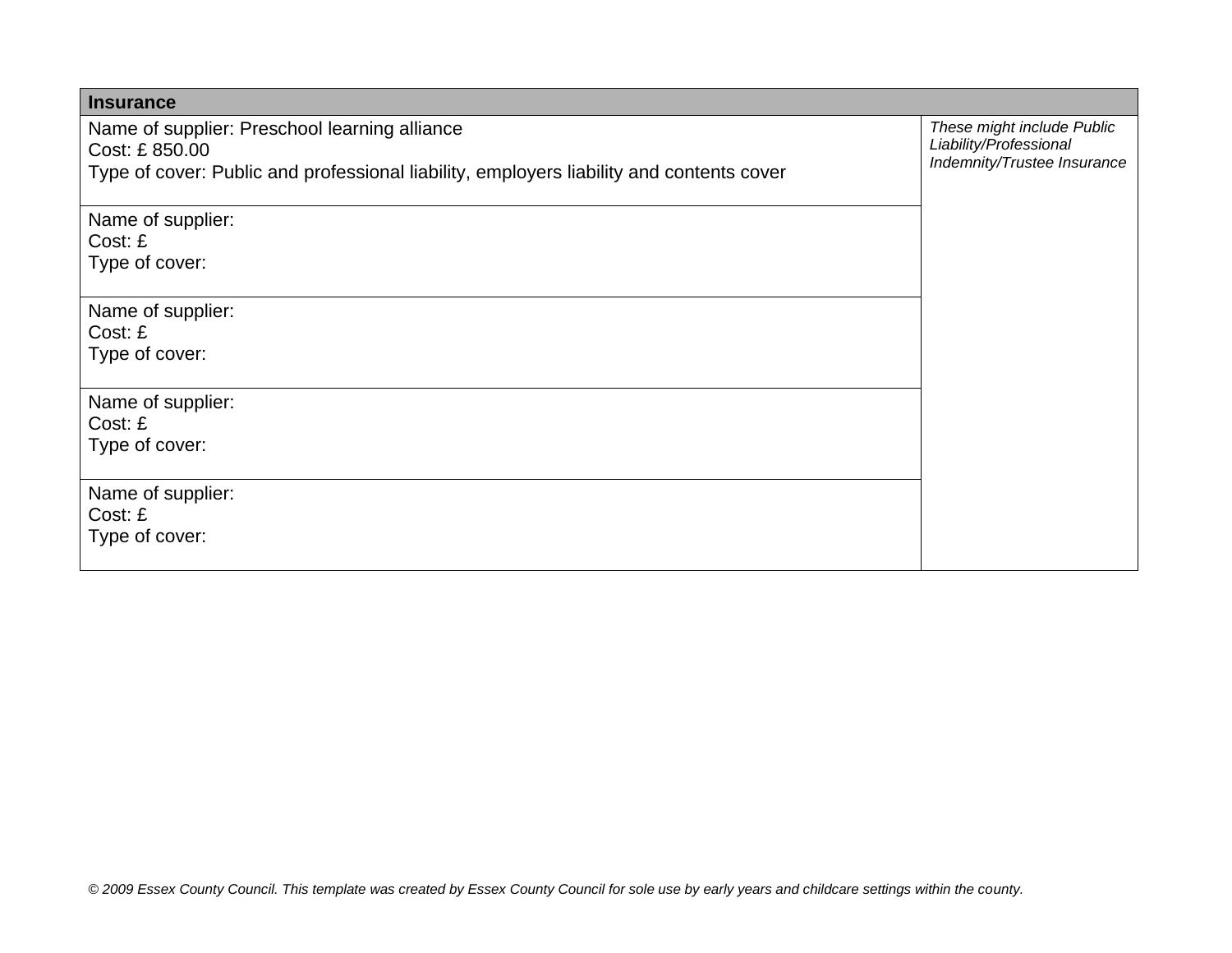| Insurance | |
|---|---|
| Name of supplier: Preschool learning alliance<br>Cost: £ 850.00<br>Type of cover: Public and professional liability, employers liability and contents cover | *These might include Public Liability/Professional Indemnity/Trustee Insurance* |
| Name of supplier:<br>Cost: £<br>Type of cover: | |
| Name of supplier:<br>Cost: £<br>Type of cover: | |
| Name of supplier:<br>Cost: £<br>Type of cover: | |
| Name of supplier:<br>Cost: £<br>Type of cover: | |

*© 2009 Essex County Council. This template was created by Essex County Council for sole use by early years and childcare settings within the county.*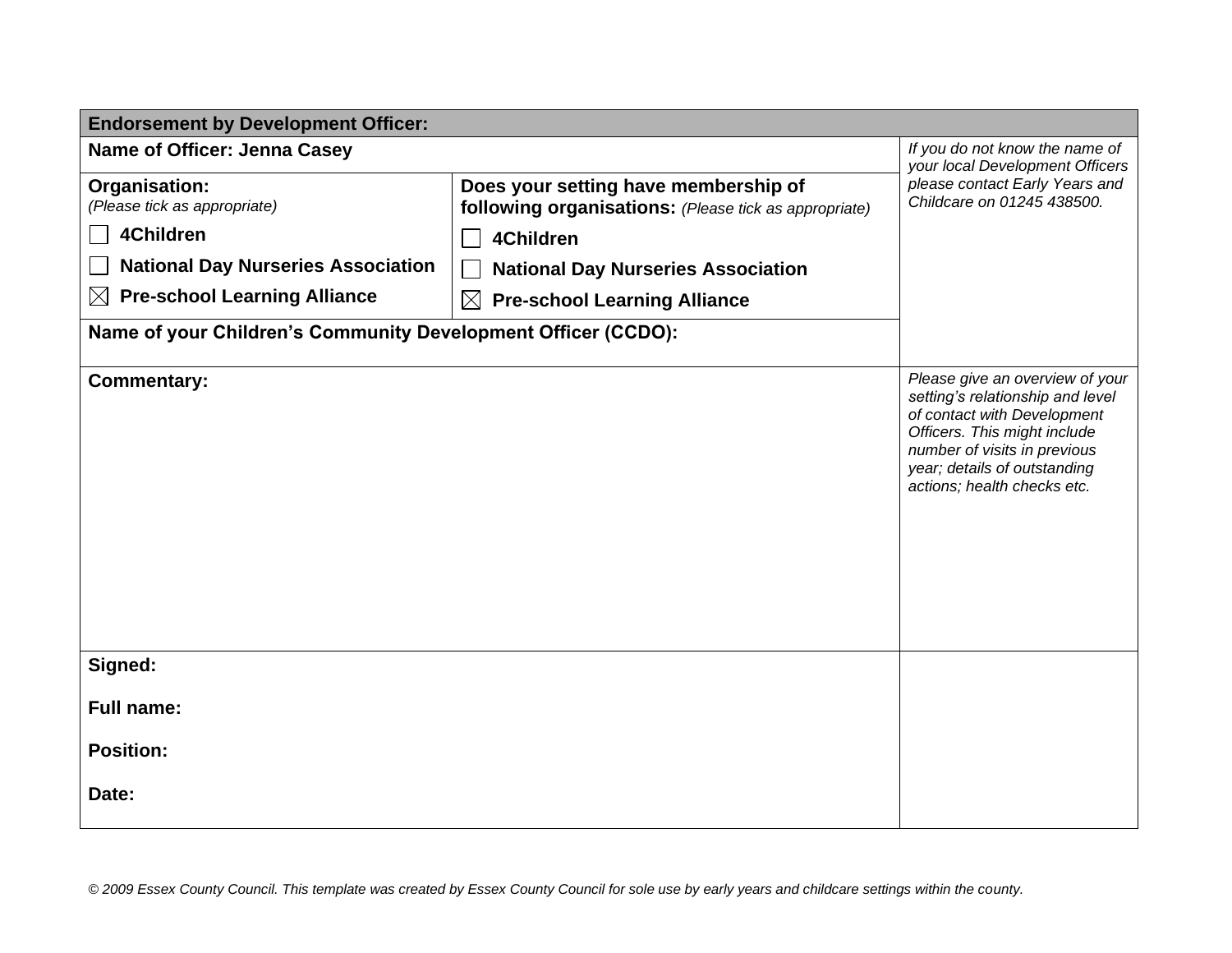| **Endorsement by Development Officer:** | | |
|---|---|---|
| **Name of Officer: Jenna Casey** | | *If you do not know the name of your local Development Officers please contact Early Years and Childcare on 01245 438500.* |
| **Organisation:**<br>*(Please tick as appropriate)*<br>☐ **4Children**<br>☐ **National Day Nurseries Association**<br>☒ **Pre-school Learning Alliance** | **Does your setting have membership of following organisations:** *(Please tick as appropriate)*<br>☐ **4Children**<br>☐ **National Day Nurseries Association**<br>☒ **Pre-school Learning Alliance** | |
| **Name of your Children's Community Development Officer (CCDO):** | | |
| **Commentary:** | | *Please give an overview of your setting's relationship and level of contact with Development Officers. This might include number of visits in previous year; details of outstanding actions; health checks etc.* |
| **Signed:**<br>**Full name:**<br>**Position:**<br>**Date:** | | |

*© 2009 Essex County Council. This template was created by Essex County Council for sole use by early years and childcare settings within the county.*